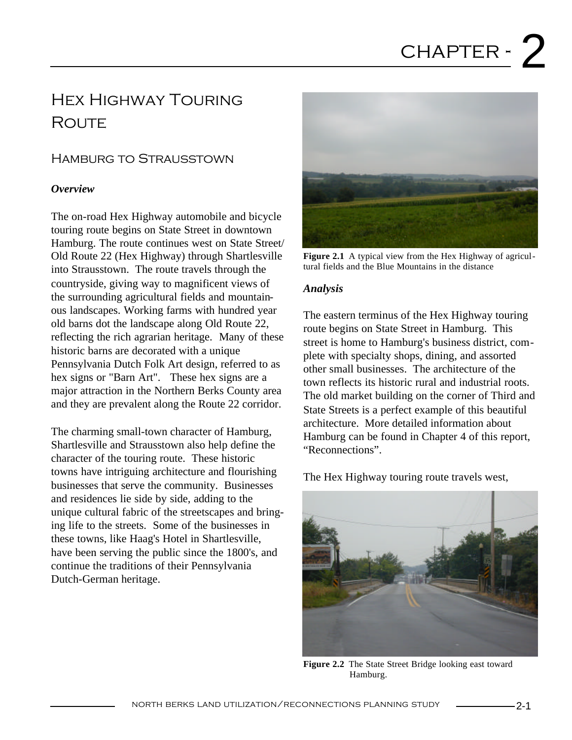# CHAPTER - 2

## Hex Highway Touring Route

### Hamburg to Strausstown

***Overview***

The on-road Hex Highway automobile and bicycle touring route begins on State Street in downtown Hamburg. The route continues west on State Street/ Old Route 22 (Hex Highway) through Shartlesville into Strausstown. The route travels through the countryside, giving way to magnificent views of the surrounding agricultural fields and mountainous landscapes. Working farms with hundred year old barns dot the landscape along Old Route 22, reflecting the rich agrarian heritage. Many of these historic barns are decorated with a unique Pennsylvania Dutch Folk Art design, referred to as hex signs or "Barn Art". These hex signs are a major attraction in the Northern Berks County area and they are prevalent along the Route 22 corridor.

The charming small-town character of Hamburg, Shartlesville and Strausstown also help define the character of the touring route. These historic towns have intriguing architecture and flourishing businesses that serve the community. Businesses and residences lie side by side, adding to the unique cultural fabric of the streetscapes and bringing life to the streets. Some of the businesses in these towns, like Haag's Hotel in Shartlesville, have been serving the public since the 1800's, and continue the traditions of their Pennsylvania Dutch-German heritage.

**Figure 2.1** A typical view from the Hex Highway of agricultural fields and the Blue Mountains in the distance

***Analysis***

The eastern terminus of the Hex Highway touring route begins on State Street in Hamburg. This street is home to Hamburg's business district, complete with specialty shops, dining, and assorted other small businesses. The architecture of the town reflects its historic rural and industrial roots. The old market building on the corner of Third and State Streets is a perfect example of this beautiful architecture. More detailed information about Hamburg can be found in Chapter 4 of this report, “Reconnections”.

The Hex Highway touring route travels west,

**Figure 2.2** The State Street Bridge looking east toward Hamburg.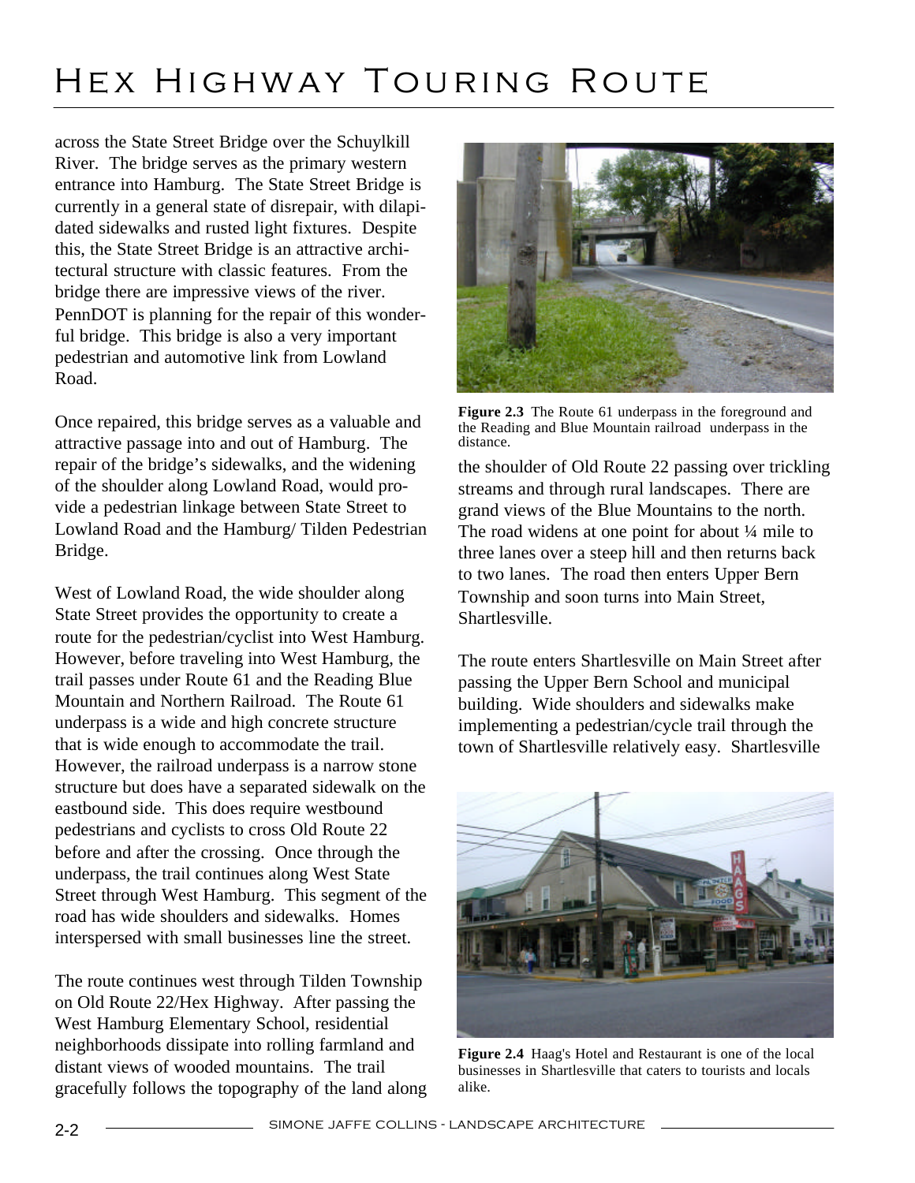across the State Street Bridge over the Schuylkill River. The bridge serves as the primary western entrance into Hamburg. The State Street Bridge is currently in a general state of disrepair, with dilapidated sidewalks and rusted light fixtures. Despite this, the State Street Bridge is an attractive architectural structure with classic features. From the bridge there are impressive views of the river. PennDOT is planning for the repair of this wonderful bridge. This bridge is also a very important pedestrian and automotive link from Lowland Road.

Once repaired, this bridge serves as a valuable and attractive passage into and out of Hamburg. The repair of the bridge's sidewalks, and the widening of the shoulder along Lowland Road, would provide a pedestrian linkage between State Street to Lowland Road and the Hamburg/ Tilden Pedestrian Bridge.

West of Lowland Road, the wide shoulder along State Street provides the opportunity to create a route for the pedestrian/cyclist into West Hamburg. However, before traveling into West Hamburg, the trail passes under Route 61 and the Reading Blue Mountain and Northern Railroad. The Route 61 underpass is a wide and high concrete structure that is wide enough to accommodate the trail. However, the railroad underpass is a narrow stone structure but does have a separated sidewalk on the eastbound side. This does require westbound pedestrians and cyclists to cross Old Route 22 before and after the crossing. Once through the underpass, the trail continues along West State Street through West Hamburg. This segment of the road has wide shoulders and sidewalks. Homes interspersed with small businesses line the street.

The route continues west through Tilden Township on Old Route 22/Hex Highway. After passing the West Hamburg Elementary School, residential neighborhoods dissipate into rolling farmland and distant views of wooded mountains. The trail gracefully follows the topography of the land along the shoulder of Old Route 22 passing over trickling streams and through rural landscapes. There are grand views of the Blue Mountains to the north. The road widens at one point for about ¼ mile to three lanes over a steep hill and then returns back to two lanes. The road then enters Upper Bern Township and soon turns into Main Street, Shartlesville.

**Figure 2.3** The Route 61 underpass in the foreground and the Reading and Blue Mountain railroad underpass in the distance.

The route enters Shartlesville on Main Street after passing the Upper Bern School and municipal building. Wide shoulders and sidewalks make implementing a pedestrian/cycle trail through the town of Shartlesville relatively easy. Shartlesville

**Figure 2.4** Haag's Hotel and Restaurant is one of the local businesses in Shartlesville that caters to tourists and locals alike.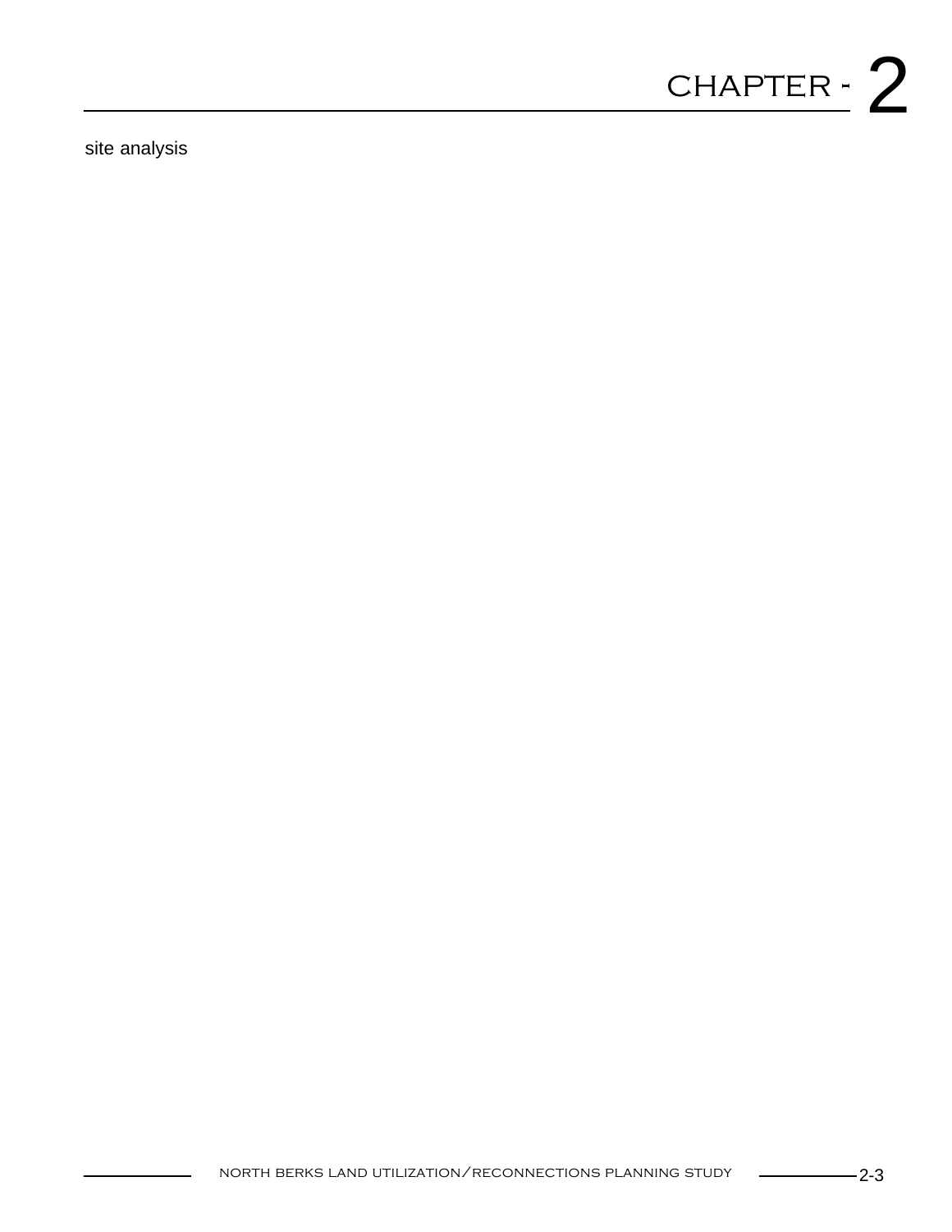# CHAPTER - 2

site analysis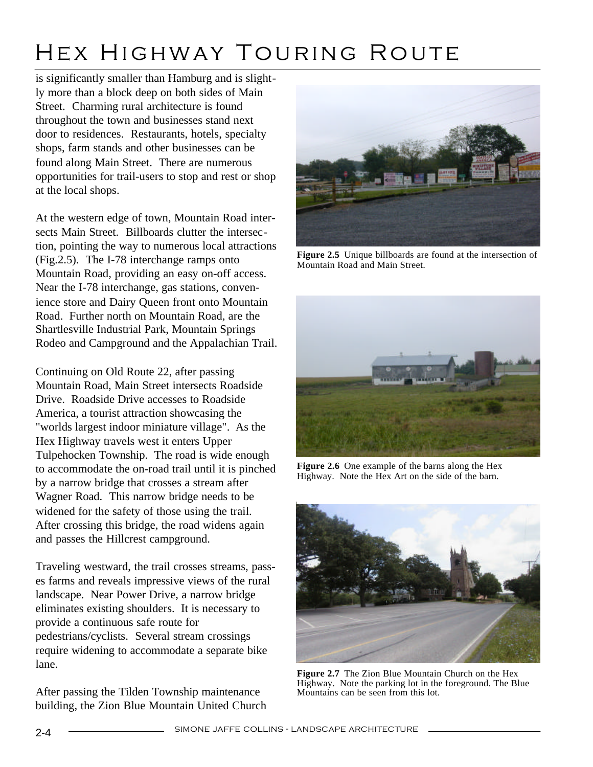is significantly smaller than Hamburg and is slightly more than a block deep on both sides of Main Street. Charming rural architecture is found throughout the town and businesses stand next door to residences. Restaurants, hotels, specialty shops, farm stands and other businesses can be found along Main Street. There are numerous opportunities for trail-users to stop and rest or shop at the local shops.

At the western edge of town, Mountain Road intersects Main Street. Billboards clutter the intersection, pointing the way to numerous local attractions (Fig.2.5). The I-78 interchange ramps onto Mountain Road, providing an easy on-off access. Near the I-78 interchange, gas stations, convenience store and Dairy Queen front onto Mountain Road. Further north on Mountain Road, are the Shartlesville Industrial Park, Mountain Springs Rodeo and Campground and the Appalachian Trail.

Continuing on Old Route 22, after passing Mountain Road, Main Street intersects Roadside Drive. Roadside Drive accesses to Roadside America, a tourist attraction showcasing the "worlds largest indoor miniature village". As the Hex Highway travels west it enters Upper Tulpehocken Township. The road is wide enough to accommodate the on-road trail until it is pinched by a narrow bridge that crosses a stream after Wagner Road. This narrow bridge needs to be widened for the safety of those using the trail. After crossing this bridge, the road widens again and passes the Hillcrest campground.

Traveling westward, the trail crosses streams, passes farms and reveals impressive views of the rural landscape. Near Power Drive, a narrow bridge eliminates existing shoulders. It is necessary to provide a continuous safe route for pedestrians/cyclists. Several stream crossings require widening to accommodate a separate bike lane.

After passing the Tilden Township maintenance building, the Zion Blue Mountain United Church

**Figure 2.5** Unique billboards are found at the intersection of Mountain Road and Main Street.

**Figure 2.6** One example of the barns along the Hex Highway. Note the Hex Art on the side of the barn.

**Figure 2.7** The Zion Blue Mountain Church on the Hex Highway. Note the parking lot in the foreground. The Blue Mountains can be seen from this lot.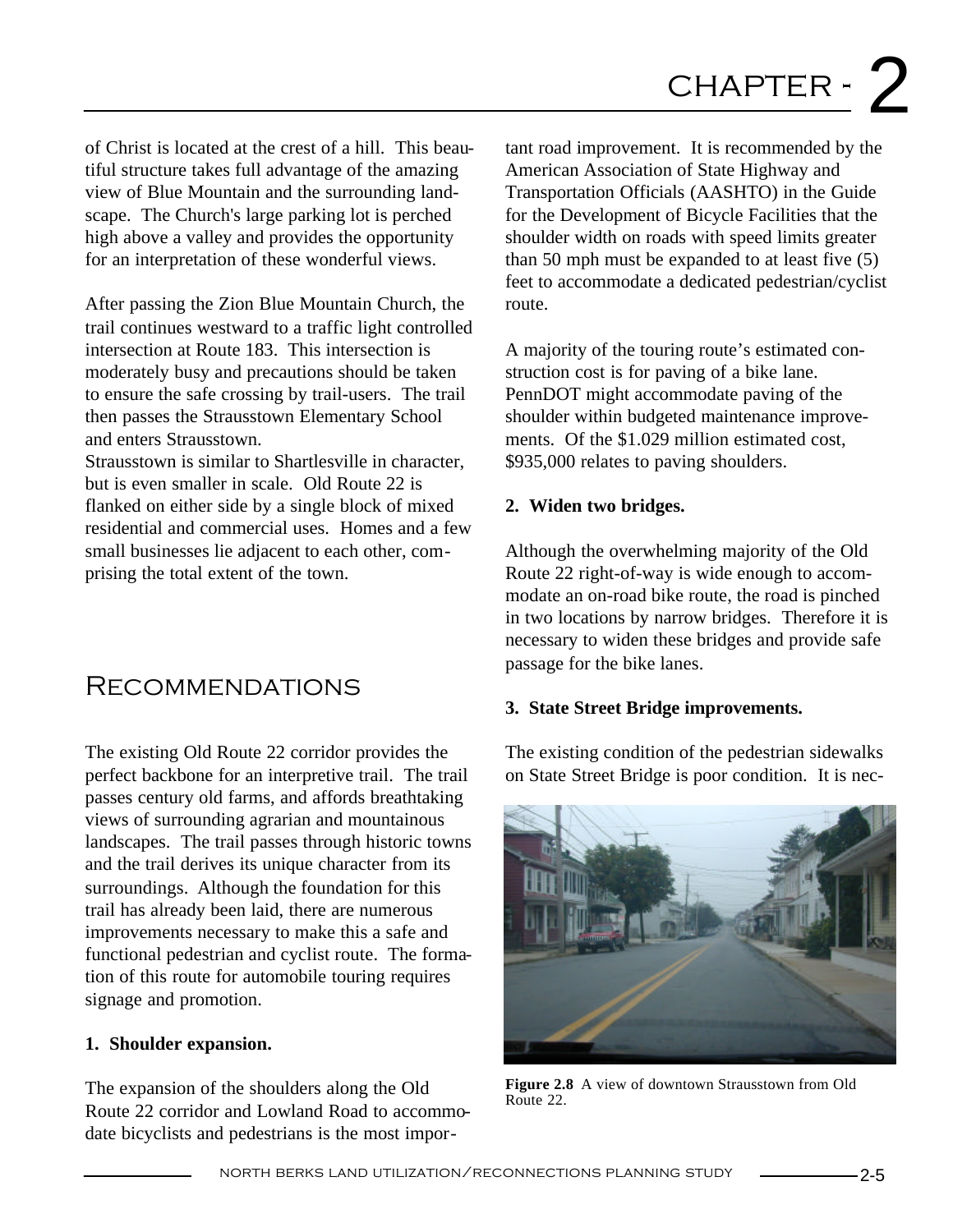of Christ is located at the crest of a hill. This beautiful structure takes full advantage of the amazing view of Blue Mountain and the surrounding landscape. The Church's large parking lot is perched high above a valley and provides the opportunity for an interpretation of these wonderful views.

After passing the Zion Blue Mountain Church, the trail continues westward to a traffic light controlled intersection at Route 183. This intersection is moderately busy and precautions should be taken to ensure the safe crossing by trail-users. The trail then passes the Strausstown Elementary School and enters Strausstown.

Strausstown is similar to Shartlesville in character, but is even smaller in scale. Old Route 22 is flanked on either side by a single block of mixed residential and commercial uses. Homes and a few small businesses lie adjacent to each other, comprising the total extent of the town.

## Recommendations

The existing Old Route 22 corridor provides the perfect backbone for an interpretive trail. The trail passes century old farms, and affords breathtaking views of surrounding agrarian and mountainous landscapes. The trail passes through historic towns and the trail derives its unique character from its surroundings. Although the foundation for this trail has already been laid, there are numerous improvements necessary to make this a safe and functional pedestrian and cyclist route. The formation of this route for automobile touring requires signage and promotion.

**1. Shoulder expansion.**

The expansion of the shoulders along the Old Route 22 corridor and Lowland Road to accommodate bicyclists and pedestrians is the most important road improvement. It is recommended by the American Association of State Highway and Transportation Officials (AASHTO) in the Guide for the Development of Bicycle Facilities that the shoulder width on roads with speed limits greater than 50 mph must be expanded to at least five (5) feet to accommodate a dedicated pedestrian/cyclist route.

A majority of the touring route's estimated construction cost is for paving of a bike lane. PennDOT might accommodate paving of the shoulder within budgeted maintenance improvements. Of the $1.029 million estimated cost, $935,000 relates to paving shoulders.

**2. Widen two bridges.**

Although the overwhelming majority of the Old Route 22 right-of-way is wide enough to accommodate an on-road bike route, the road is pinched in two locations by narrow bridges. Therefore it is necessary to widen these bridges and provide safe passage for the bike lanes.

**3. State Street Bridge improvements.**

The existing condition of the pedestrian sidewalks on State Street Bridge is poor condition. It is nec-

**Figure 2.8** A view of downtown Strausstown from Old Route 22.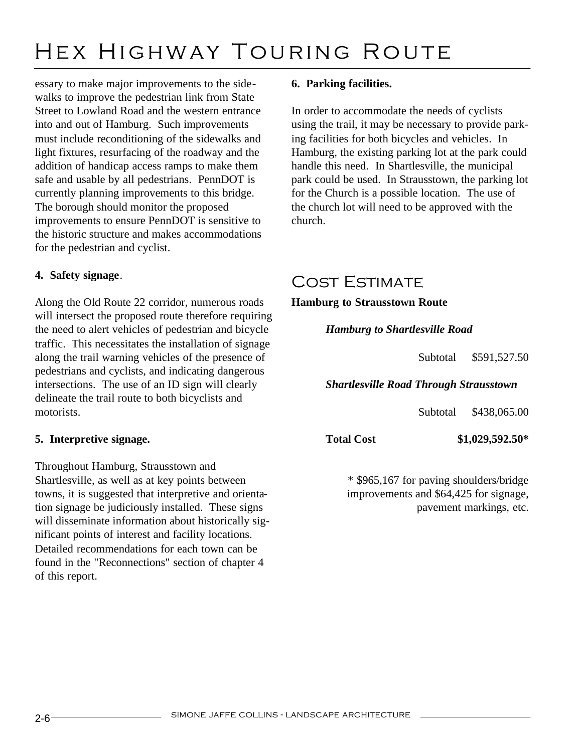essary to make major improvements to the sidewalks to improve the pedestrian link from State Street to Lowland Road and the western entrance into and out of Hamburg. Such improvements must include reconditioning of the sidewalks and light fixtures, resurfacing of the roadway and the addition of handicap access ramps to make them safe and usable by all pedestrians. PennDOT is currently planning improvements to this bridge. The borough should monitor the proposed improvements to ensure PennDOT is sensitive to the historic structure and makes accommodations for the pedestrian and cyclist.

**4. Safety signage**.

Along the Old Route 22 corridor, numerous roads will intersect the proposed route therefore requiring the need to alert vehicles of pedestrian and bicycle traffic. This necessitates the installation of signage along the trail warning vehicles of the presence of pedestrians and cyclists, and indicating dangerous intersections. The use of an ID sign will clearly delineate the trail route to both bicyclists and motorists.

**5. Interpretive signage.**

Throughout Hamburg, Strausstown and Shartlesville, as well as at key points between towns, it is suggested that interpretive and orientation signage be judiciously installed. These signs will disseminate information about historically significant points of interest and facility locations. Detailed recommendations for each town can be found in the "Reconnections" section of chapter 4 of this report.

**6. Parking facilities.**

In order to accommodate the needs of cyclists using the trail, it may be necessary to provide parking facilities for both bicycles and vehicles. In Hamburg, the existing parking lot at the park could handle this need. In Shartlesville, the municipal park could be used. In Strausstown, the parking lot for the Church is a possible location. The use of the church lot will need to be approved with the church.

## Cost Estimate

**Hamburg to Strausstown Route**

***Hamburg to Shartlesville Road***

Subtotal $591,527.50

***Shartlesville Road Through Strausstown***

Subtotal $438,065.00

**Total Cost $1,029,592.50***

* $965,167 for paving shoulders/bridge improvements and $64,425 for signage, pavement markings, etc.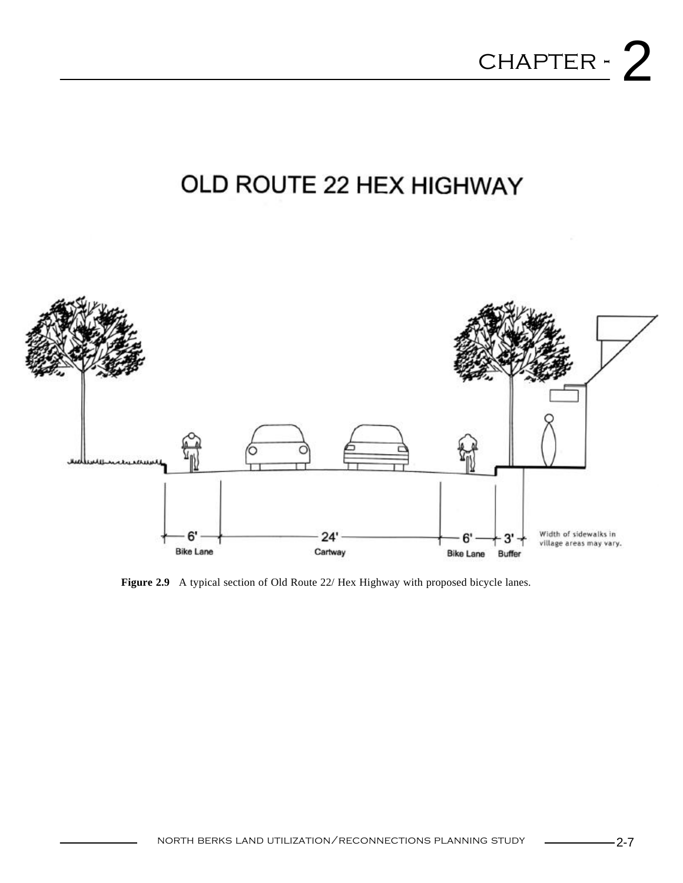## OLD ROUTE 22 HEX HIGHWAY

| 6' | 24' | 6' | 3' |
| --- | --- | --- | --- |
| Bike Lane | Cartway | Bike Lane | Buffer |

Width of sidewalks in village areas may vary.

**Figure 2.9** A typical section of Old Route 22/ Hex Highway with proposed bicycle lanes.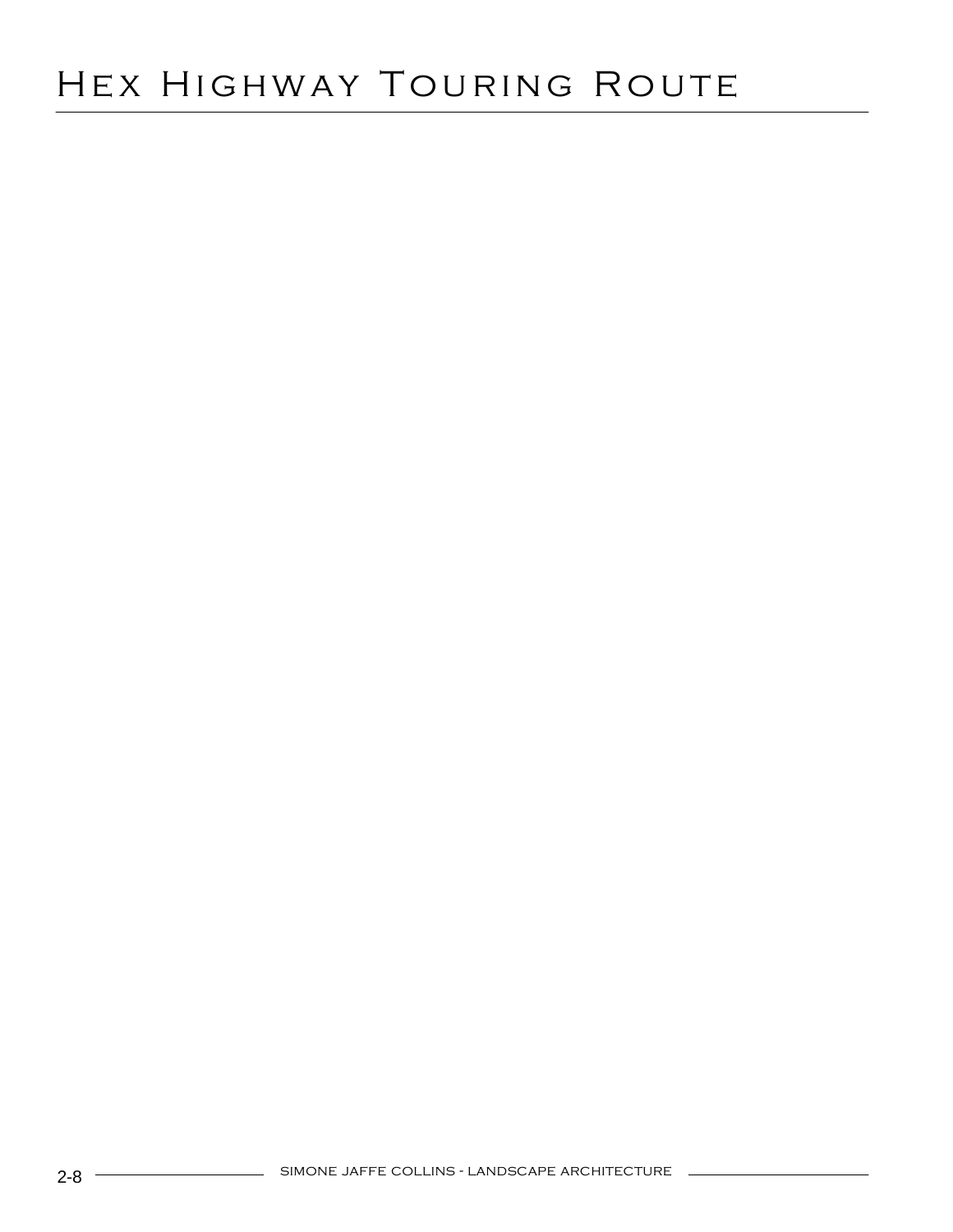# Hex Highway Touring Route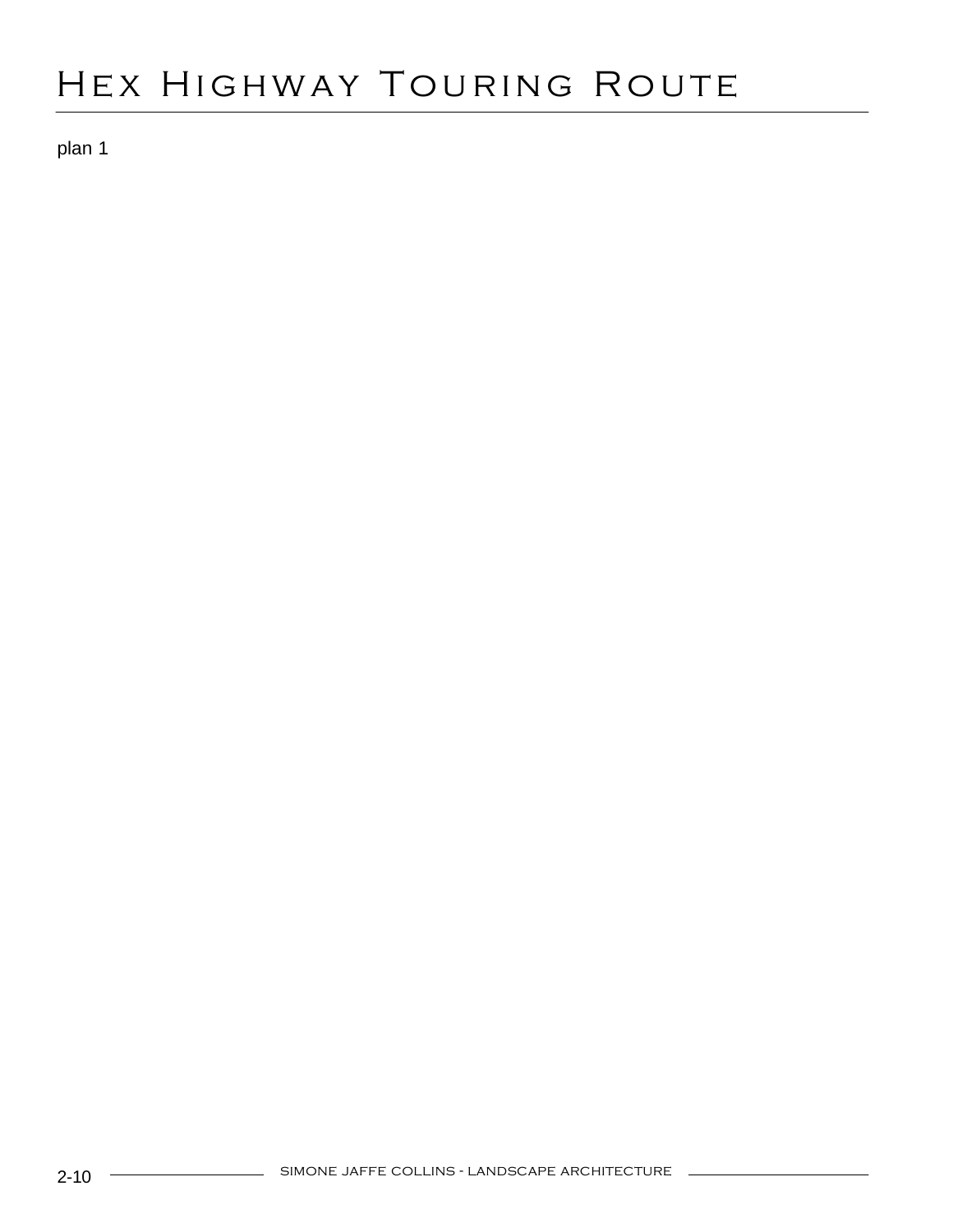# Hex Highway Touring Route

plan 1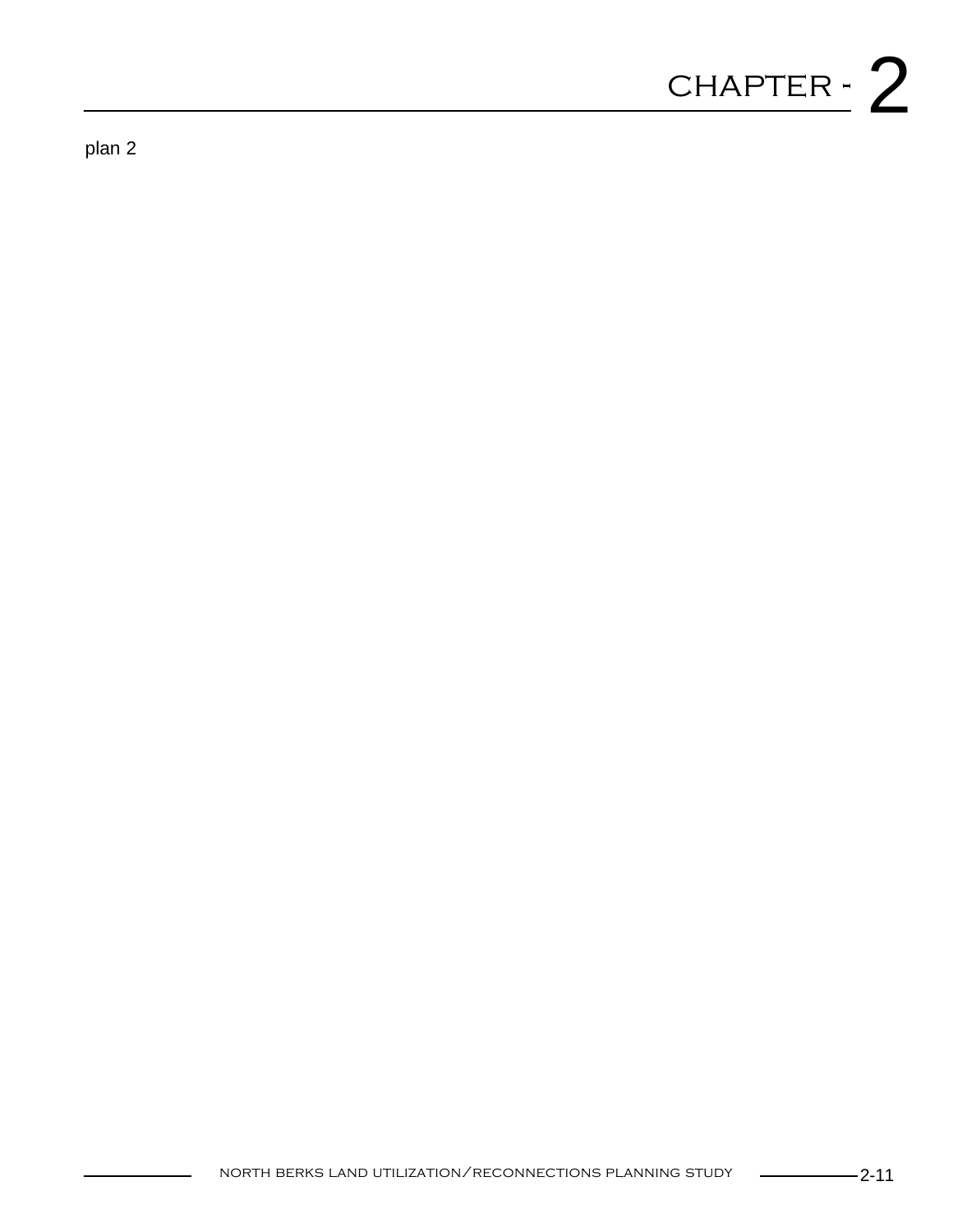plan 2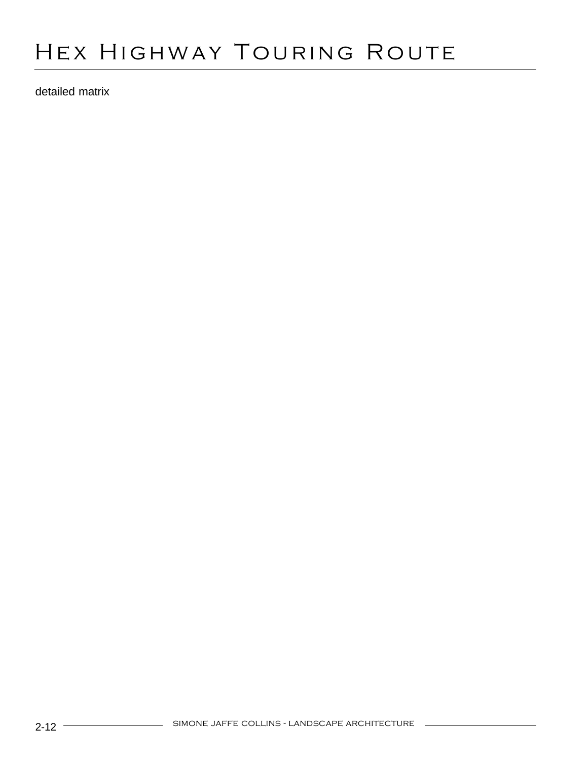# Hex Highway Touring Route

detailed matrix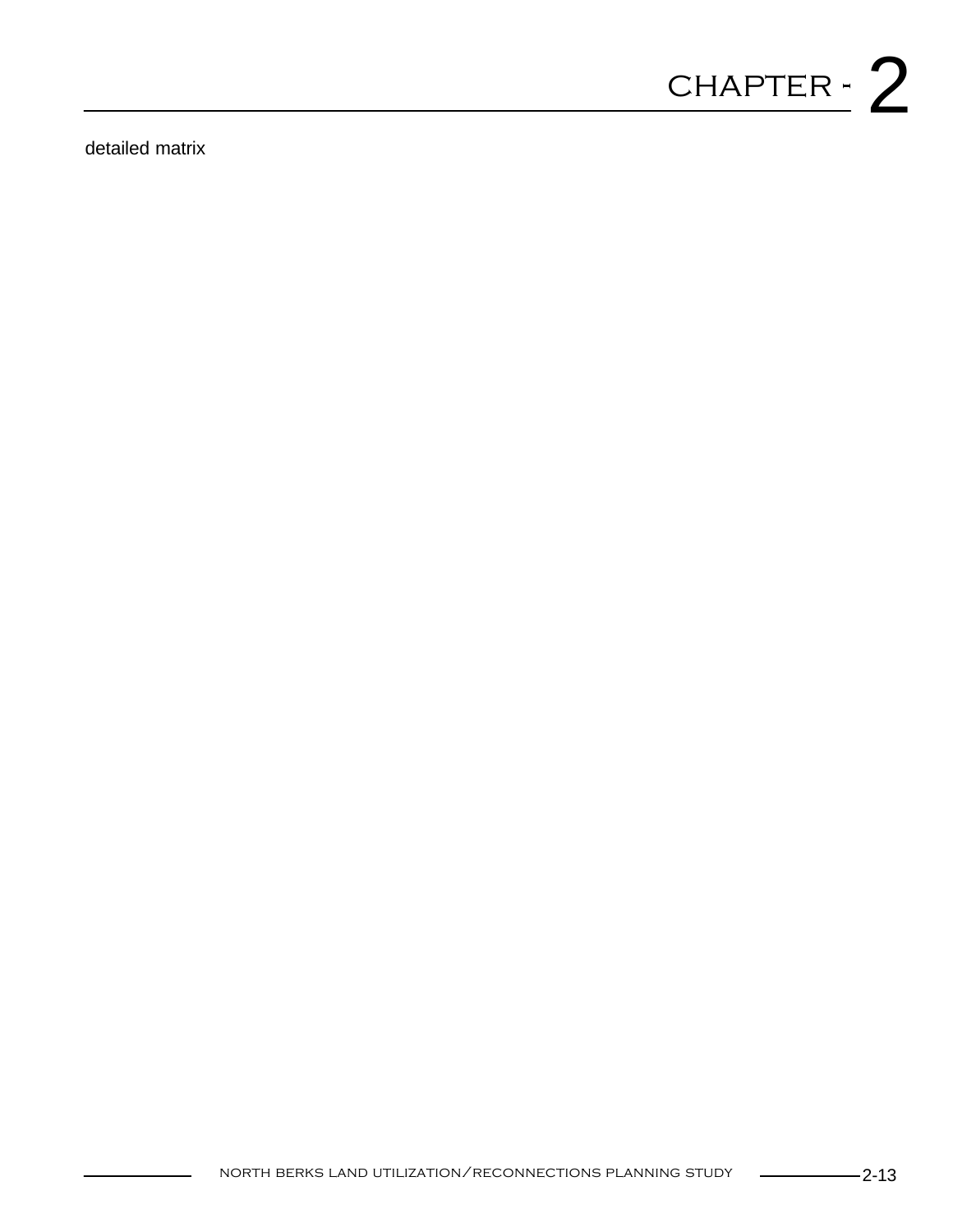detailed matrix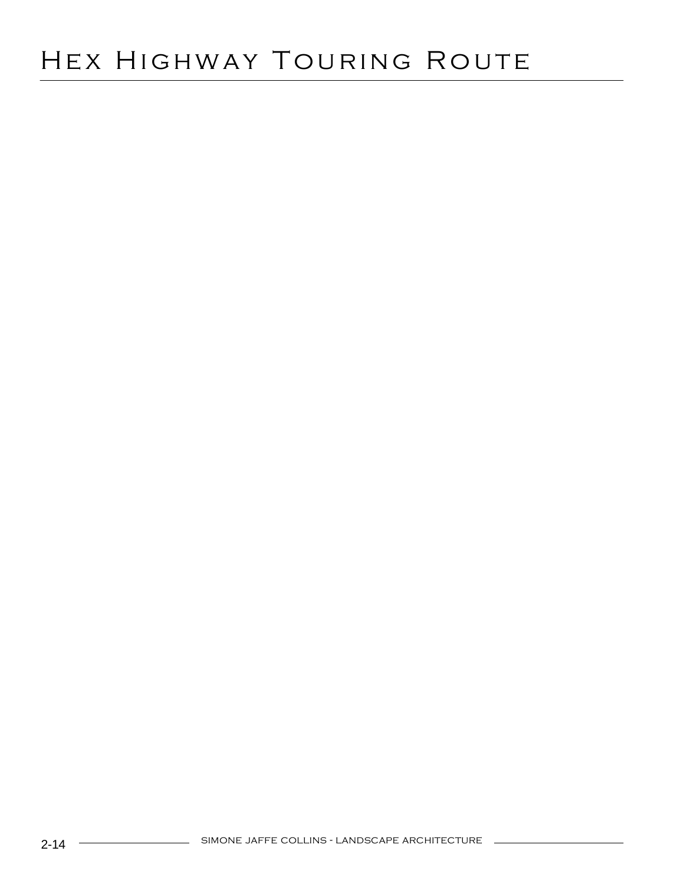# Hex Highway Touring Route